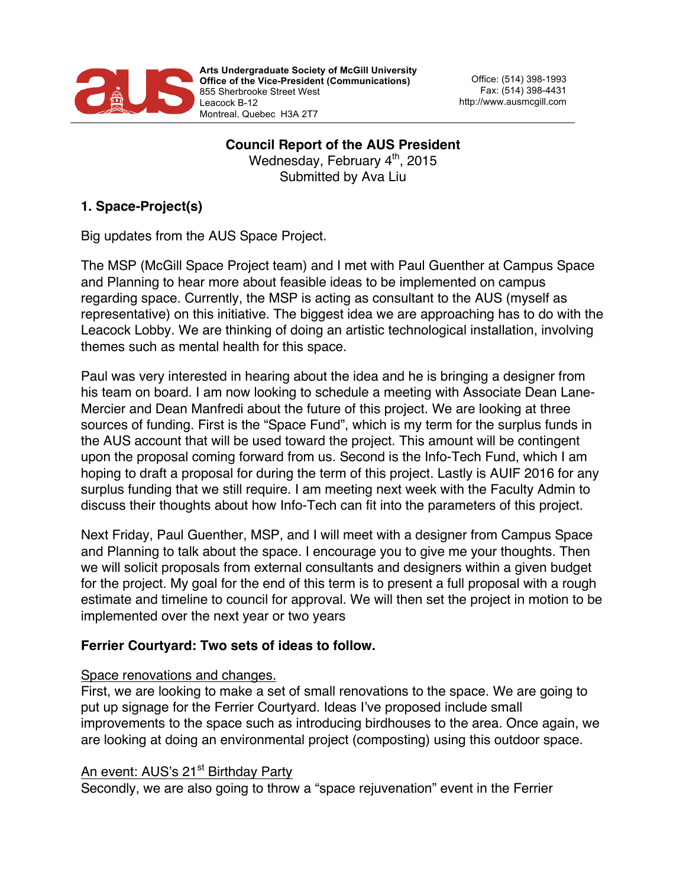Arts Undergraduate Society of McGill University
**Office of the Vice-President (Communications)**
855 Sherbrooke Street West
Leacock B-12
Montreal, Quebec H3A 2T7

Office: (514) 398-1993
Fax: (514) 398-4431
http://www.ausmcgill.com

**Council Report of the AUS President**
Wednesday, February 4th, 2015
Submitted by Ava Liu

## 1. Space-Project(s)

Big updates from the AUS Space Project.

The MSP (McGill Space Project team) and I met with Paul Guenther at Campus Space and Planning to hear more about feasible ideas to be implemented on campus regarding space. Currently, the MSP is acting as consultant to the AUS (myself as representative) on this initiative. The biggest idea we are approaching has to do with the Leacock Lobby. We are thinking of doing an artistic technological installation, involving themes such as mental health for this space.

Paul was very interested in hearing about the idea and he is bringing a designer from his team on board. I am now looking to schedule a meeting with Associate Dean Lane-Mercier and Dean Manfredi about the future of this project. We are looking at three sources of funding. First is the "Space Fund", which is my term for the surplus funds in the AUS account that will be used toward the project. This amount will be contingent upon the proposal coming forward from us. Second is the Info-Tech Fund, which I am hoping to draft a proposal for during the term of this project. Lastly is AUIF 2016 for any surplus funding that we still require. I am meeting next week with the Faculty Admin to discuss their thoughts about how Info-Tech can fit into the parameters of this project.

Next Friday, Paul Guenther, MSP, and I will meet with a designer from Campus Space and Planning to talk about the space. I encourage you to give me your thoughts. Then we will solicit proposals from external consultants and designers within a given budget for the project. My goal for the end of this term is to present a full proposal with a rough estimate and timeline to council for approval. We will then set the project in motion to be implemented over the next year or two years

**Ferrier Courtyard: Two sets of ideas to follow.**

Space renovations and changes.
First, we are looking to make a set of small renovations to the space. We are going to put up signage for the Ferrier Courtyard. Ideas I've proposed include small improvements to the space such as introducing birdhouses to the area. Once again, we are looking at doing an environmental project (composting) using this outdoor space.

An event: AUS's 21st Birthday Party
Secondly, we are also going to throw a "space rejuvenation" event in the Ferrier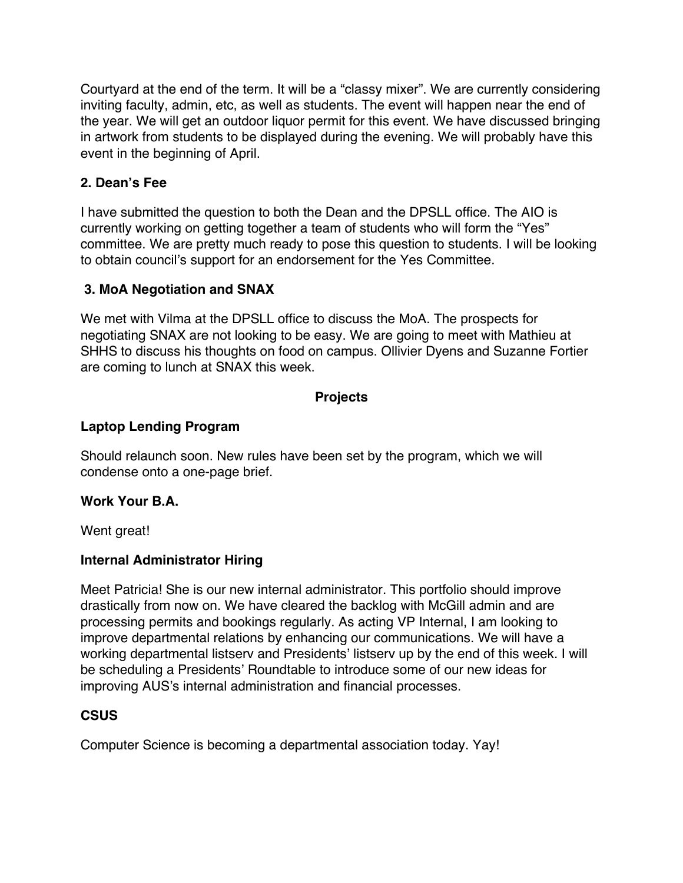Courtyard at the end of the term. It will be a "classy mixer". We are currently considering inviting faculty, admin, etc, as well as students. The event will happen near the end of the year. We will get an outdoor liquor permit for this event. We have discussed bringing in artwork from students to be displayed during the evening. We will probably have this event in the beginning of April.

### 2. Dean's Fee

I have submitted the question to both the Dean and the DPSLL office. The AIO is currently working on getting together a team of students who will form the "Yes" committee. We are pretty much ready to pose this question to students. I will be looking to obtain council's support for an endorsement for the Yes Committee.

### 3. MoA Negotiation and SNAX

We met with Vilma at the DPSLL office to discuss the MoA. The prospects for negotiating SNAX are not looking to be easy. We are going to meet with Mathieu at SHHS to discuss his thoughts on food on campus. Ollivier Dyens and Suzanne Fortier are coming to lunch at SNAX this week.

## Projects

### Laptop Lending Program

Should relaunch soon. New rules have been set by the program, which we will condense onto a one-page brief.

### Work Your B.A.

Went great!

### Internal Administrator Hiring

Meet Patricia! She is our new internal administrator. This portfolio should improve drastically from now on. We have cleared the backlog with McGill admin and are processing permits and bookings regularly. As acting VP Internal, I am looking to improve departmental relations by enhancing our communications. We will have a working departmental listserv and Presidents' listserv up by the end of this week. I will be scheduling a Presidents' Roundtable to introduce some of our new ideas for improving AUS's internal administration and financial processes.

### CSUS

Computer Science is becoming a departmental association today. Yay!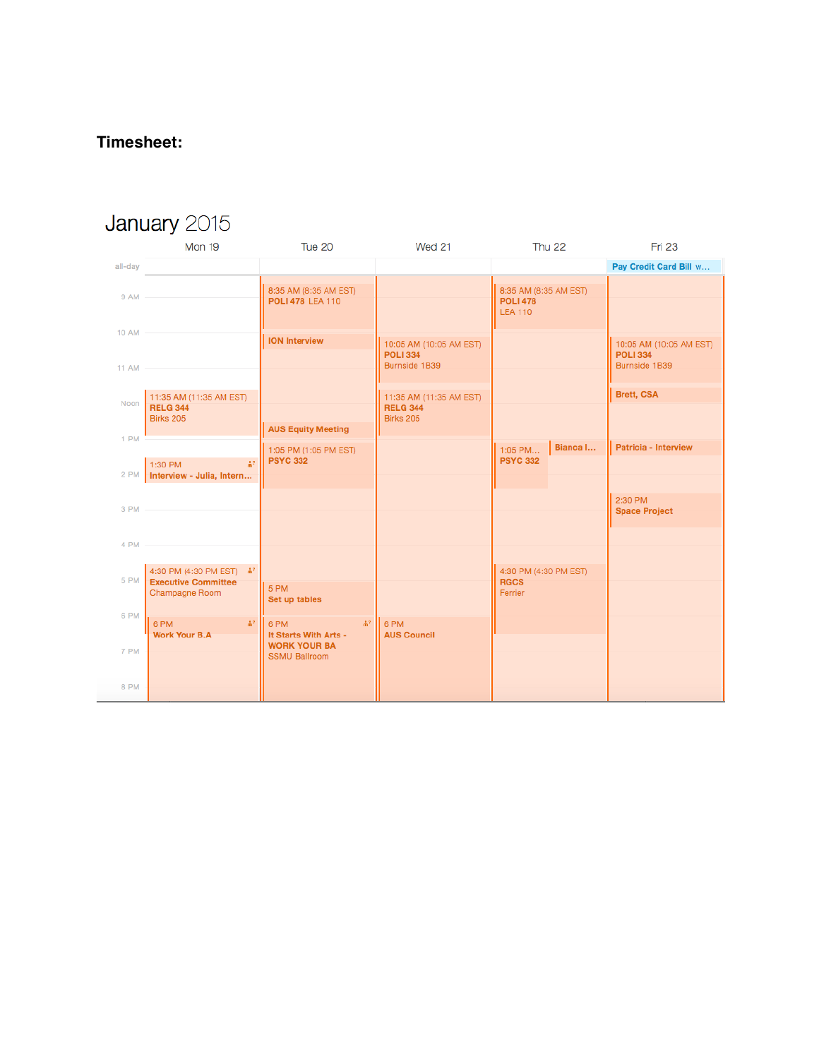**Timesheet:**

## January 2015

| | Mon 19 | Tue 20 | Wed 21 | Thu 22 | Fri 23 |
|---|---|---|---|---|---|
| all-day | | | | | Pay Credit Card Bill w… |
| 9 AM | | 8:35 AM (8:35 AM EST) **POLI 478** LEA 110 | | 8:35 AM (8:35 AM EST) **POLI 478** LEA 110 | |
| 10 AM | | **ION Interview** | 10:05 AM (10:05 AM EST) **POLI 334** Burnside 1B39 | | 10:05 AM (10:05 AM EST) **POLI 334** Burnside 1B39 |
| 11 AM | | | | | |
| Noon | 11:35 AM (11:35 AM EST) **RELG 344** Birks 205 | **AUS Equity Meeting** | 11:35 AM (11:35 AM EST) **RELG 344** Birks 205 | | **Brett, CSA** |
| 1 PM | | 1:05 PM (1:05 PM EST) **PSYC 332** | | 1:05 PM… **PSYC 332**; **Bianca I…** | **Patricia - Interview** |
| 2 PM | 1:30 PM **Interview - Julia, Intern…** | | | | |
| 3 PM | | | | | 2:30 PM **Space Project** |
| 4 PM | | | | | |
| 5 PM | 4:30 PM (4:30 PM EST) **Executive Committee** Champagne Room | 5 PM **Set up tables** | | 4:30 PM (4:30 PM EST) **RGCS** Ferrier | |
| 6 PM | 6 PM **Work Your B.A** | 6 PM **It Starts With Arts - WORK YOUR BA** SSMU Ballroom | 6 PM **AUS Council** | | |
| 7 PM | | | | | |
| 8 PM | | | | | |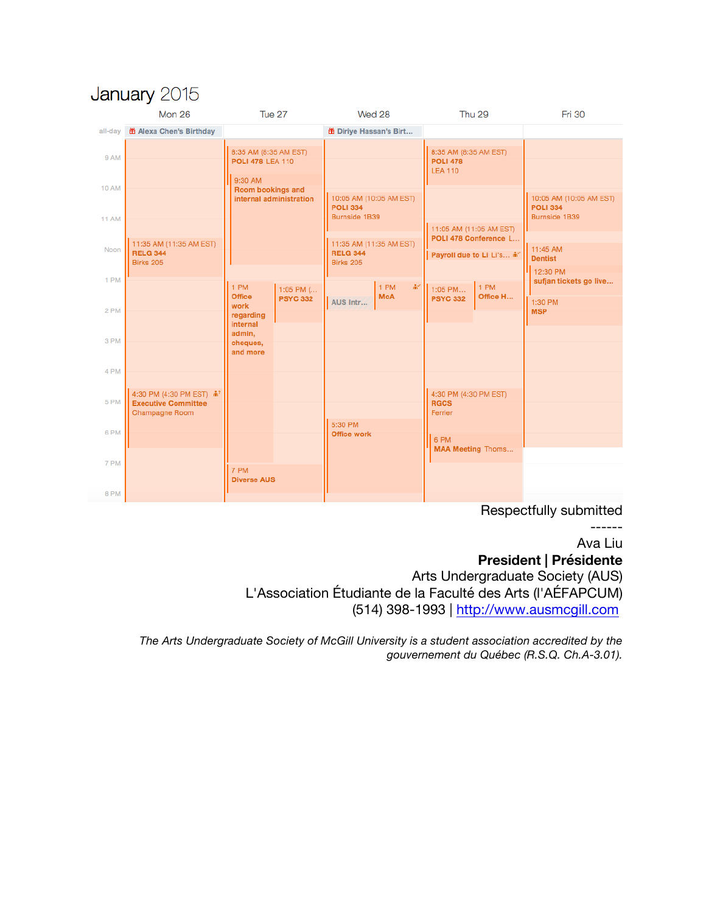January 2015

| | Mon 26 | Tue 27 | Wed 28 | Thu 29 | Fri 30 |
|---|---|---|---|---|---|
| all-day | Alexa Chen's Birthday | | Diriye Hassan's Birt... | | |
| | 11:35 AM (11:35 AM EST) RELG 344 Birks 205 | 8:35 AM (8:35 AM EST) POLI 478 LEA 110 | 10:05 AM (10:05 AM EST) POLI 334 Burnside 1B39 | 8:35 AM (8:35 AM EST) POLI 478 LEA 110 | 10:05 AM (10:05 AM EST) POLI 334 Burnside 1B39 |
| | 4:30 PM (4:30 PM EST) Executive Committee Champagne Room | 9:30 AM Room bookings and internal administration | 11:35 AM (11:35 AM EST) RELG 344 Birks 205 | 11:05 AM (11:05 AM EST) POLI 478 Conference L... | 11:45 AM Dentist |
| | | 1 PM Office work regarding internal admin, cheques, and more | AUS Intr... | Payroll due to Li Li's... | 12:30 PM sufjan tickets go live... |
| | | 1:05 PM (... PSYC 332 | 1 PM McA | 1:05 PM... PSYC 332 | 1:30 PM MSP |
| | | 7 PM Diverse AUS | 5:30 PM Office work | 1 PM Office H... | |
| | | | | 4:30 PM (4:30 PM EST) RGCS Ferrier | |
| | | | | 6 PM MAA Meeting Thoms... | |

Respectfully submitted

------

Ava Liu

**President | Présidente**

Arts Undergraduate Society (AUS)

L'Association Étudiante de la Faculté des Arts (l'AÉFAPCUM)

(514) 398-1993 | http://www.ausmcgill.com

*The Arts Undergraduate Society of McGill University is a student association accredited by the gouvernement du Québec (R.S.Q. Ch.A-3.01).*